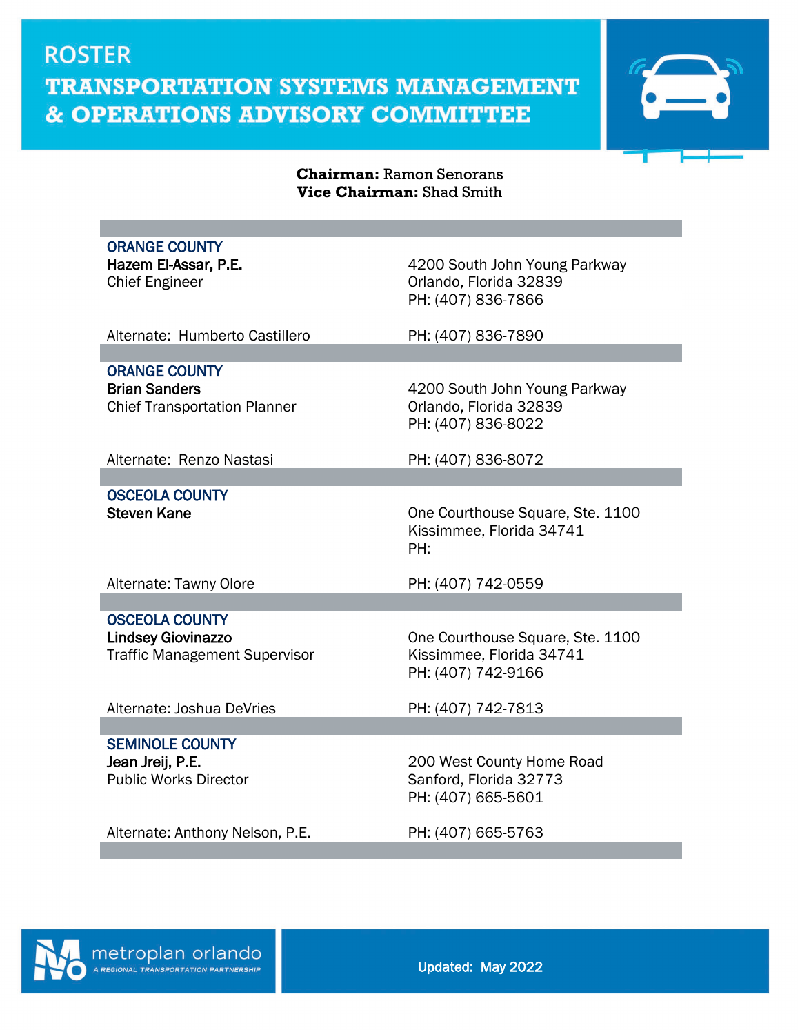# ROSTER

# TRANSPORTATION SYSTEMS MANAGEMENT & OPERATIONS ADVISORY COMMITTEE

**Chairman:** Ramon Senorans
**Vice Chairman:** Shad Smith

---

**ORANGE COUNTY**

**Hazem El-Assar, P.E.**
Chief Engineer

4200 South John Young Parkway
Orlando, Florida 32839
PH: (407) 836-7866

Alternate: Humberto Castillero — PH: (407) 836-7890

---

**ORANGE COUNTY**

**Brian Sanders**
Chief Transportation Planner

4200 South John Young Parkway
Orlando, Florida 32839
PH: (407) 836-8022

Alternate: Renzo Nastasi — PH: (407) 836-8072

---

**OSCEOLA COUNTY**

**Steven Kane**

One Courthouse Square, Ste. 1100
Kissimmee, Florida 34741
PH:

Alternate: Tawny Olore — PH: (407) 742-0559

---

**OSCEOLA COUNTY**

**Lindsey Giovinazzo**
Traffic Management Supervisor

One Courthouse Square, Ste. 1100
Kissimmee, Florida 34741
PH: (407) 742-9166

Alternate: Joshua DeVries — PH: (407) 742-7813

---

**SEMINOLE COUNTY**

**Jean Jreij, P.E.**
Public Works Director

200 West County Home Road
Sanford, Florida 32773
PH: (407) 665-5601

Alternate: Anthony Nelson, P.E. — PH: (407) 665-5763

---

metroplan orlando — A REGIONAL TRANSPORTATION PARTNERSHIP

Updated: May 2022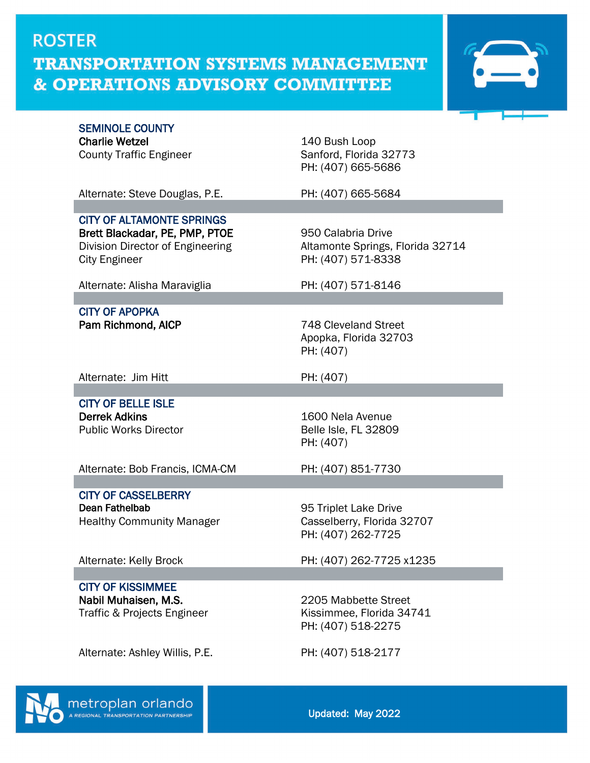# ROSTER

# TRANSPORTATION SYSTEMS MANAGEMENT & OPERATIONS ADVISORY COMMITTEE

### SEMINOLE COUNTY

**Charlie Wetzel**
County Traffic Engineer

140 Bush Loop
Sanford, Florida 32773
PH: (407) 665-5686

Alternate: Steve Douglas, P.E. — PH: (407) 665-5684

### CITY OF ALTAMONTE SPRINGS

**Brett Blackadar, PE, PMP, PTOE**
Division Director of Engineering
City Engineer

950 Calabria Drive
Altamonte Springs, Florida 32714
PH: (407) 571-8338

Alternate: Alisha Maraviglia — PH: (407) 571-8146

### CITY OF APOPKA

**Pam Richmond, AICP**

748 Cleveland Street
Apopka, Florida 32703
PH: (407)

Alternate: Jim Hitt — PH: (407)

### CITY OF BELLE ISLE

**Derrek Adkins**
Public Works Director

1600 Nela Avenue
Belle Isle, FL 32809
PH: (407)

Alternate: Bob Francis, ICMA-CM — PH: (407) 851-7730

### CITY OF CASSELBERRY

**Dean Fathelbab**
Healthy Community Manager

95 Triplet Lake Drive
Casselberry, Florida 32707
PH: (407) 262-7725

Alternate: Kelly Brock — PH: (407) 262-7725 x1235

### CITY OF KISSIMMEE

**Nabil Muhaisen, M.S.**
Traffic & Projects Engineer

2205 Mabbette Street
Kissimmee, Florida 34741
PH: (407) 518-2275

Alternate: Ashley Willis, P.E. — PH: (407) 518-2177

metroplan orlando — A REGIONAL TRANSPORTATION PARTNERSHIP

Updated: May 2022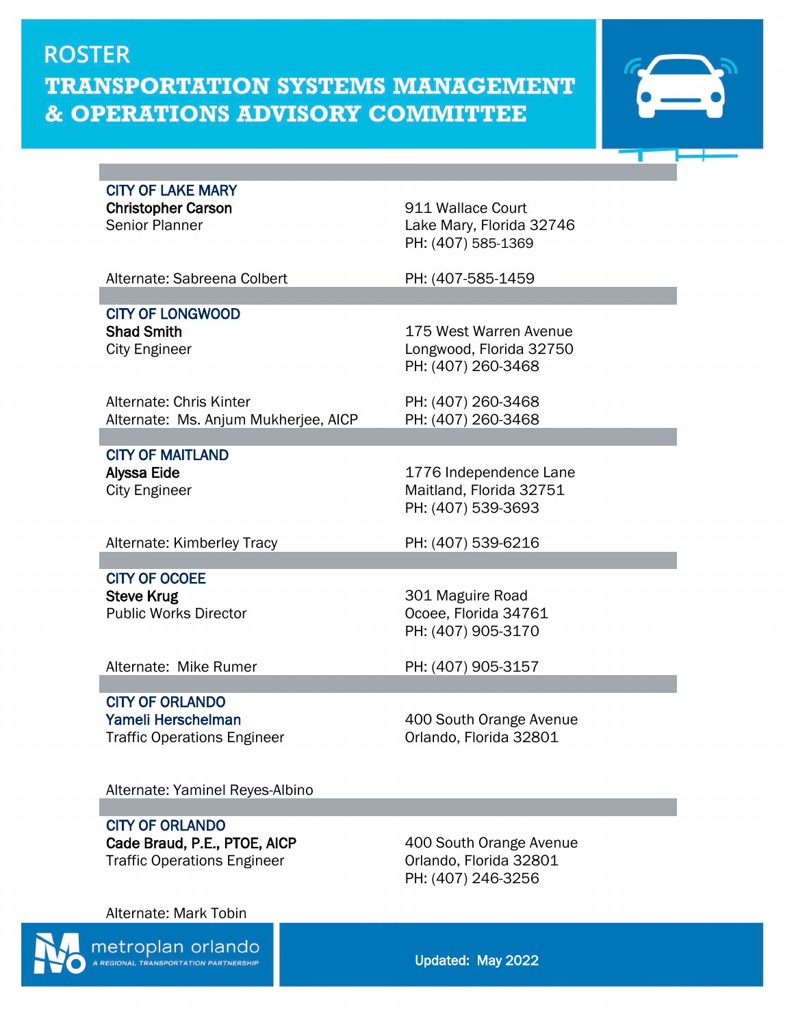# ROSTER

# TRANSPORTATION SYSTEMS MANAGEMENT & OPERATIONS ADVISORY COMMITTEE

### CITY OF LAKE MARY

**Christopher Carson**
Senior Planner

911 Wallace Court
Lake Mary, Florida 32746
PH: (407) 585-1369

Alternate: Sabreena Colbert — PH: (407-585-1459

### CITY OF LONGWOOD

**Shad Smith**
City Engineer

175 West Warren Avenue
Longwood, Florida 32750
PH: (407) 260-3468

Alternate: Chris Kinter — PH: (407) 260-3468
Alternate: Ms. Anjum Mukherjee, AICP — PH: (407) 260-3468

### CITY OF MAITLAND

**Alyssa Eide**
City Engineer

1776 Independence Lane
Maitland, Florida 32751
PH: (407) 539-3693

Alternate: Kimberley Tracy — PH: (407) 539-6216

### CITY OF OCOEE

**Steve Krug**
Public Works Director

301 Maguire Road
Ocoee, Florida 34761
PH: (407) 905-3170

Alternate: Mike Rumer — PH: (407) 905-3157

### CITY OF ORLANDO

**Yameli Herschelman**
Traffic Operations Engineer

400 South Orange Avenue
Orlando, Florida 32801

Alternate: Yaminel Reyes-Albino

### CITY OF ORLANDO

**Cade Braud, P.E., PTOE, AICP**
Traffic Operations Engineer

400 South Orange Avenue
Orlando, Florida 32801
PH: (407) 246-3256

Alternate: Mark Tobin

metroplan orlando — A REGIONAL TRANSPORTATION PARTNERSHIP

Updated: May 2022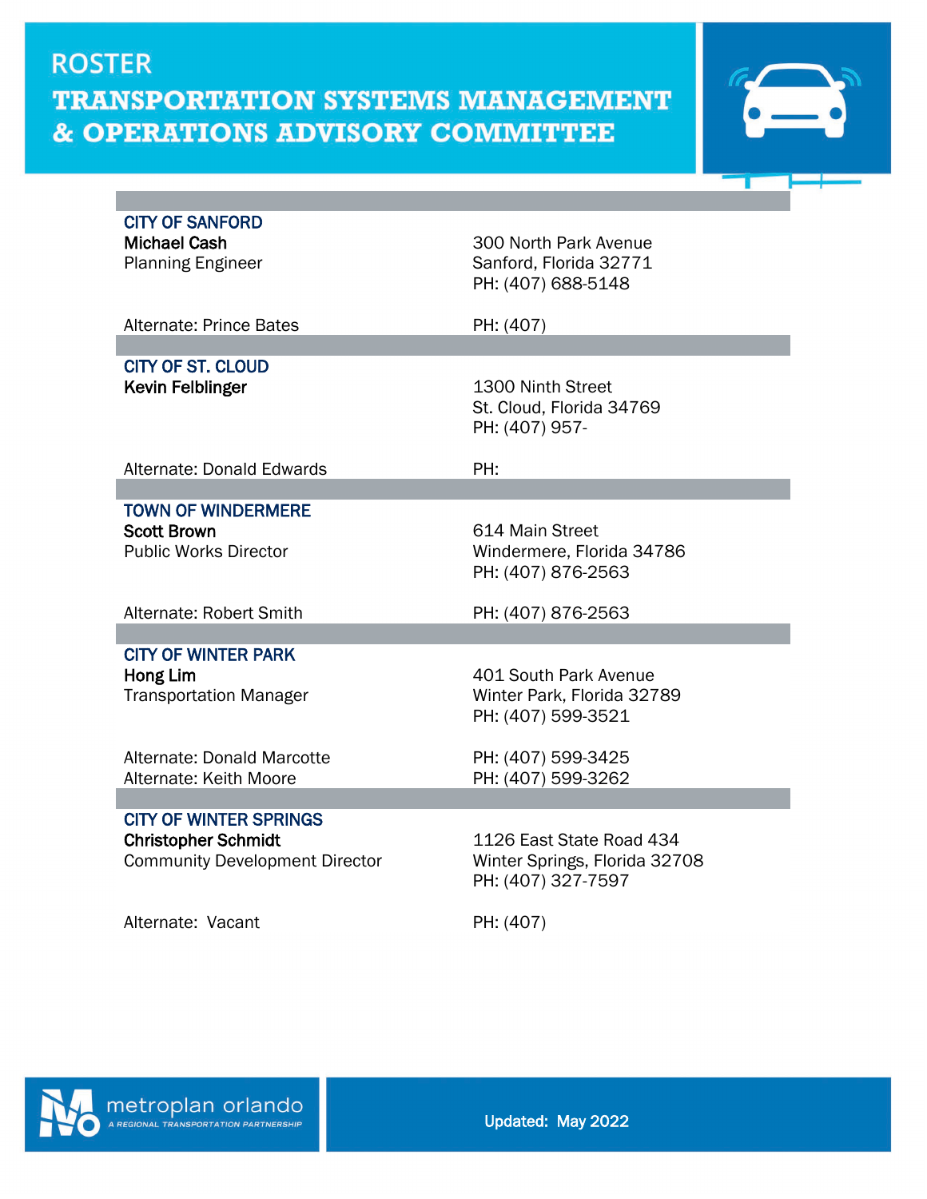# ROSTER

# TRANSPORTATION SYSTEMS MANAGEMENT & OPERATIONS ADVISORY COMMITTEE

---

### CITY OF SANFORD

**Michael Cash**
Planning Engineer

300 North Park Avenue
Sanford, Florida 32771
PH: (407) 688-5148

Alternate: Prince Bates — PH: (407)

---

### CITY OF ST. CLOUD

**Kevin Felblinger**

1300 Ninth Street
St. Cloud, Florida 34769
PH: (407) 957-

Alternate: Donald Edwards — PH:

---

### TOWN OF WINDERMERE

**Scott Brown**
Public Works Director

614 Main Street
Windermere, Florida 34786
PH: (407) 876-2563

Alternate: Robert Smith — PH: (407) 876-2563

---

### CITY OF WINTER PARK

**Hong Lim**
Transportation Manager

401 South Park Avenue
Winter Park, Florida 32789
PH: (407) 599-3521

Alternate: Donald Marcotte — PH: (407) 599-3425
Alternate: Keith Moore — PH: (407) 599-3262

---

### CITY OF WINTER SPRINGS

**Christopher Schmidt**
Community Development Director

1126 East State Road 434
Winter Springs, Florida 32708
PH: (407) 327-7597

Alternate: Vacant — PH: (407)

---

metroplan orlando — A REGIONAL TRANSPORTATION PARTNERSHIP

Updated: May 2022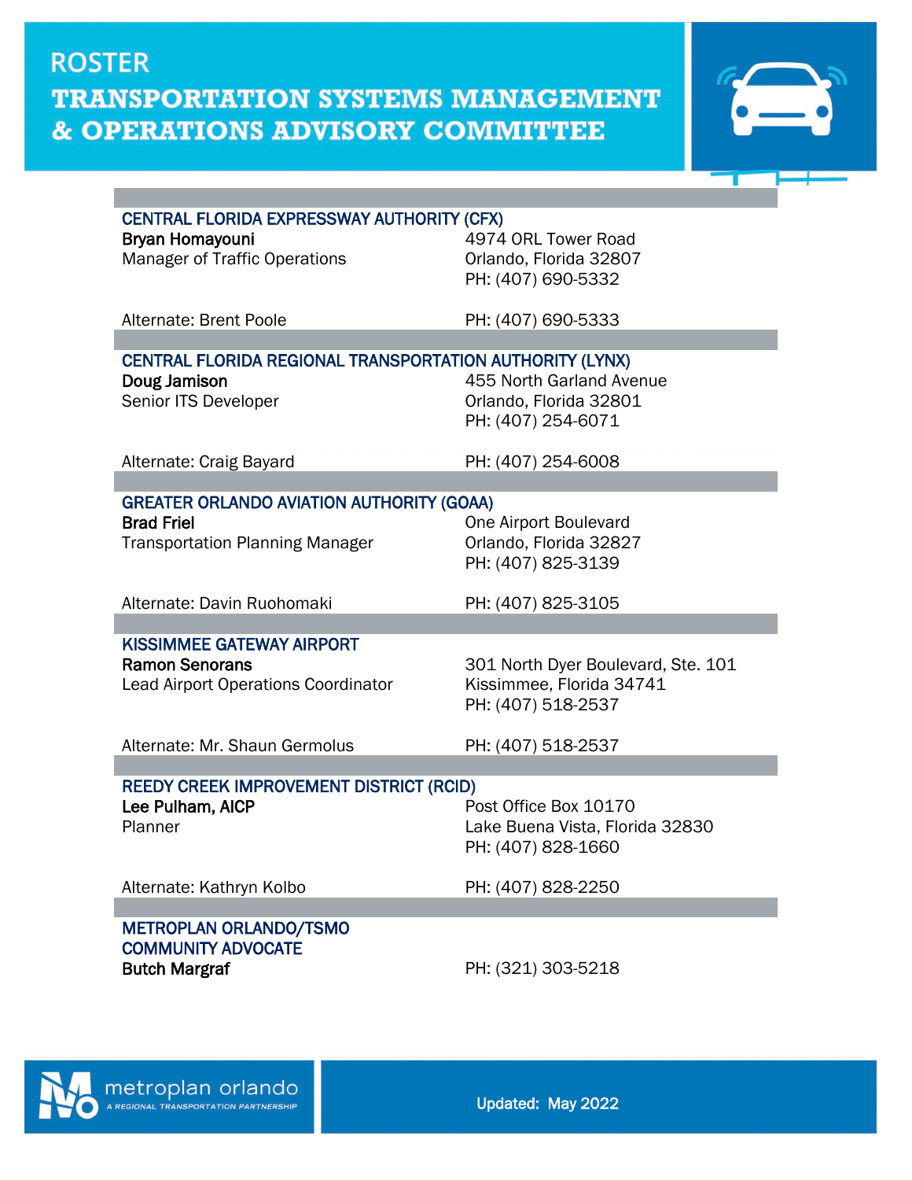# ROSTER

# TRANSPORTATION SYSTEMS MANAGEMENT & OPERATIONS ADVISORY COMMITTEE

### CENTRAL FLORIDA EXPRESSWAY AUTHORITY (CFX)

**Bryan Homayouni**
Manager of Traffic Operations

4974 ORL Tower Road
Orlando, Florida 32807
PH: (407) 690-5332

Alternate: Brent Poole — PH: (407) 690-5333

### CENTRAL FLORIDA REGIONAL TRANSPORTATION AUTHORITY (LYNX)

**Doug Jamison**
Senior ITS Developer

455 North Garland Avenue
Orlando, Florida 32801
PH: (407) 254-6071

Alternate: Craig Bayard — PH: (407) 254-6008

### GREATER ORLANDO AVIATION AUTHORITY (GOAA)

**Brad Friel**
Transportation Planning Manager

One Airport Boulevard
Orlando, Florida 32827
PH: (407) 825-3139

Alternate: Davin Ruohomaki — PH: (407) 825-3105

### KISSIMMEE GATEWAY AIRPORT

**Ramon Senorans**
Lead Airport Operations Coordinator

301 North Dyer Boulevard, Ste. 101
Kissimmee, Florida 34741
PH: (407) 518-2537

Alternate: Mr. Shaun Germolus — PH: (407) 518-2537

### REEDY CREEK IMPROVEMENT DISTRICT (RCID)

**Lee Pulham, AICP**
Planner

Post Office Box 10170
Lake Buena Vista, Florida 32830
PH: (407) 828-1660

Alternate: Kathryn Kolbo — PH: (407) 828-2250

### METROPLAN ORLANDO/TSMO COMMUNITY ADVOCATE

**Butch Margraf**
PH: (321) 303-5218

metroplan orlando
A REGIONAL TRANSPORTATION PARTNERSHIP

Updated: May 2022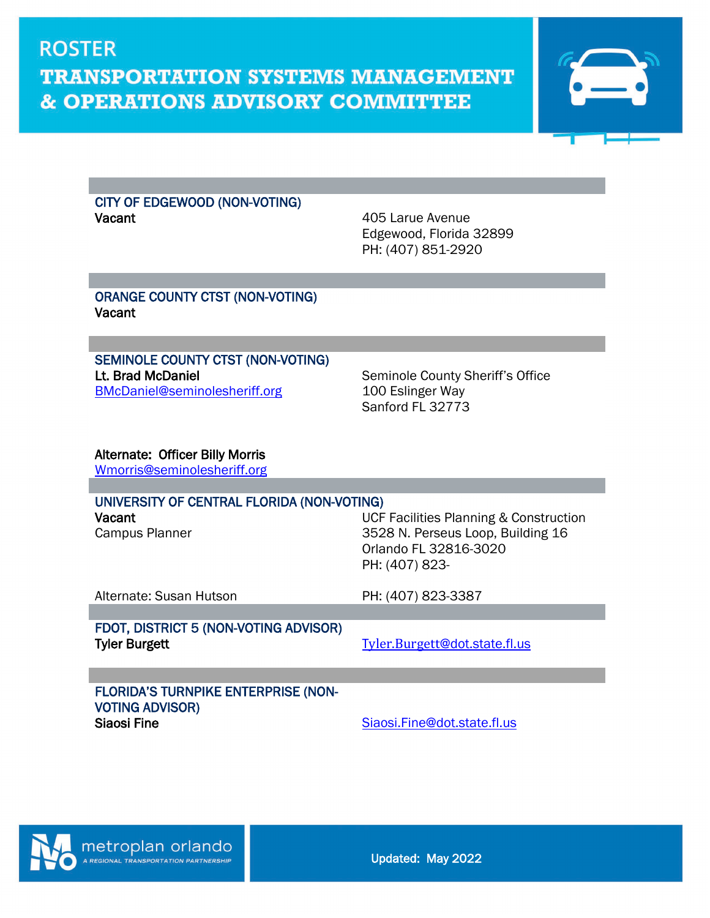# ROSTER

# TRANSPORTATION SYSTEMS MANAGEMENT & OPERATIONS ADVISORY COMMITTEE

### CITY OF EDGEWOOD (NON-VOTING)

**Vacant**

405 Larue Avenue
Edgewood, Florida 32899
PH: (407) 851-2920

### ORANGE COUNTY CTST (NON-VOTING)

**Vacant**

### SEMINOLE COUNTY CTST (NON-VOTING)

**Lt. Brad McDaniel**
BMcDaniel@seminolesheriff.org

Seminole County Sheriff's Office
100 Eslinger Way
Sanford FL 32773

**Alternate: Officer Billy Morris**
Wmorris@seminolesheriff.org

### UNIVERSITY OF CENTRAL FLORIDA (NON-VOTING)

**Vacant**
Campus Planner

UCF Facilities Planning & Construction
3528 N. Perseus Loop, Building 16
Orlando FL 32816-3020
PH: (407) 823-

Alternate: Susan Hutson
PH: (407) 823-3387

### FDOT, DISTRICT 5 (NON-VOTING ADVISOR)

**Tyler Burgett**
Tyler.Burgett@dot.state.fl.us

### FLORIDA'S TURNPIKE ENTERPRISE (NON-VOTING ADVISOR)

**Siaosi Fine**
Siaosi.Fine@dot.state.fl.us

metroplan orlando
A REGIONAL TRANSPORTATION PARTNERSHIP

Updated: May 2022